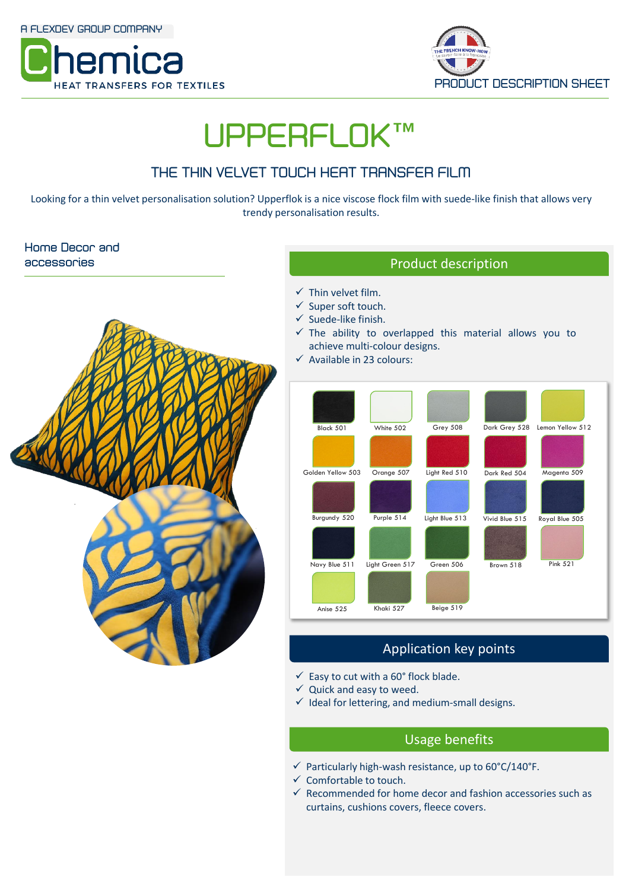A FLEXDEV GROUP COMPANY

Chemica
HEAT TRANSFERS FOR TEXTILES

PRODUCT DESCRIPTION SHEET

# UPPERFLOK™

## THE THIN VELVET TOUCH HEAT TRANSFER FILM

Looking for a thin velvet personalisation solution? Upperflok is a nice viscose flock film with suede-like finish that allows very trendy personalisation results.

Home Decor and accessories

## Product description

- ✓ Thin velvet film.
- ✓ Super soft touch.
- ✓ Suede-like finish.
- ✓ The ability to overlapped this material allows you to achieve multi-colour designs.
- ✓ Available in 23 colours:

| | | | | |
|---|---|---|---|---|
| Black 501 | White 502 | Grey 508 | Dark Grey 528 | Lemon Yellow 512 |
| Golden Yellow 503 | Orange 507 | Light Red 510 | Dark Red 504 | Magenta 509 |
| Burgundy 520 | Purple 514 | Light Blue 513 | Vivid Blue 515 | Royal Blue 505 |
| Navy Blue 511 | Light Green 517 | Green 506 | Brown 518 | Pink 521 |
| Anise 525 | Khaki 527 | Beige 519 | | |

## Application key points

- ✓ Easy to cut with a 60° flock blade.
- ✓ Quick and easy to weed.
- ✓ Ideal for lettering, and medium-small designs.

## Usage benefits

- ✓ Particularly high-wash resistance, up to 60°C/140°F.
- ✓ Comfortable to touch.
- ✓ Recommended for home decor and fashion accessories such as curtains, cushions covers, fleece covers.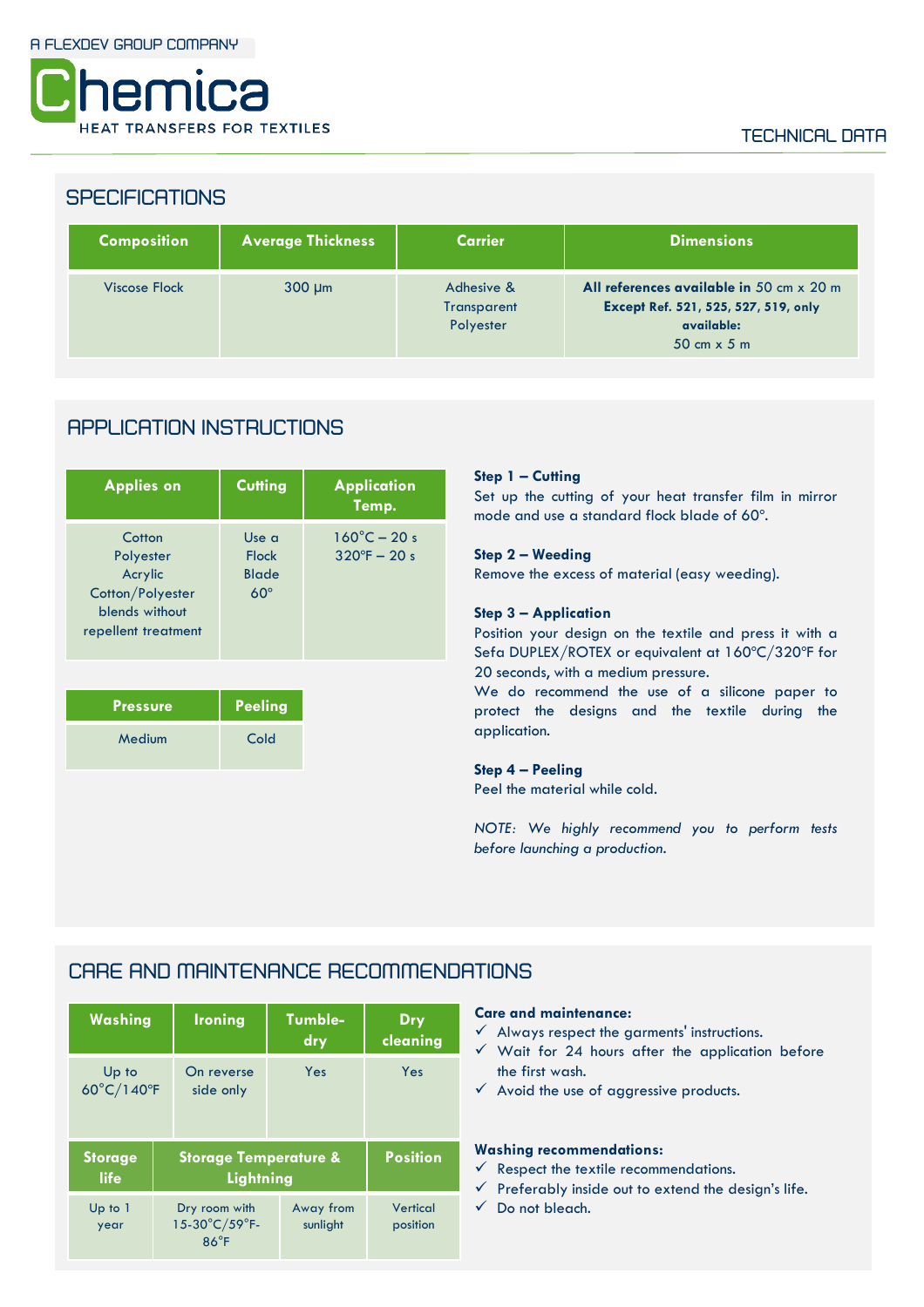A FLEXDEV GROUP COMPANY

Chemica

HEAT TRANSFERS FOR TEXTILES

TECHNICAL DATA

## SPECIFICATIONS

| Composition | Average Thickness | Carrier | Dimensions |
|---|---|---|---|
| Viscose Flock | 300 µm | Adhesive & Transparent Polyester | **All references available in** 50 cm x 20 m **Except Ref. 521, 525, 527, 519, only available:** 50 cm x 5 m |

## APPLICATION INSTRUCTIONS

| Applies on | Cutting | Application Temp. |
|---|---|---|
| Cotton Polyester Acrylic Cotton/Polyester blends without repellent treatment | Use a Flock Blade 60° | 160°C – 20 s 320°F – 20 s |

| Pressure | Peeling |
|---|---|
| Medium | Cold |

**Step 1 – Cutting**
Set up the cutting of your heat transfer film in mirror mode and use a standard flock blade of 60°.

**Step 2 – Weeding**
Remove the excess of material (easy weeding).

**Step 3 – Application**
Position your design on the textile and press it with a Sefa DUPLEX/ROTEX or equivalent at 160°C/320°F for 20 seconds, with a medium pressure.
We do recommend the use of a silicone paper to protect the designs and the textile during the application.

**Step 4 – Peeling**
Peel the material while cold.

*NOTE: We highly recommend you to perform tests before launching a production.*

## CARE AND MAINTENANCE RECOMMENDATIONS

| Washing | Ironing | Tumble-dry | Dry cleaning |
|---|---|---|---|
| Up to 60°C/140°F | On reverse side only | Yes | Yes |

| Storage life | Storage Temperature & Lightning | | Position |
|---|---|---|---|
| Up to 1 year | Dry room with 15-30°C/59°F-86°F | Away from sunlight | Vertical position |

**Care and maintenance:**
- ✓ Always respect the garments' instructions.
- ✓ Wait for 24 hours after the application before the first wash.
- ✓ Avoid the use of aggressive products.

**Washing recommendations:**
- ✓ Respect the textile recommendations.
- ✓ Preferably inside out to extend the design's life.
- ✓ Do not bleach.